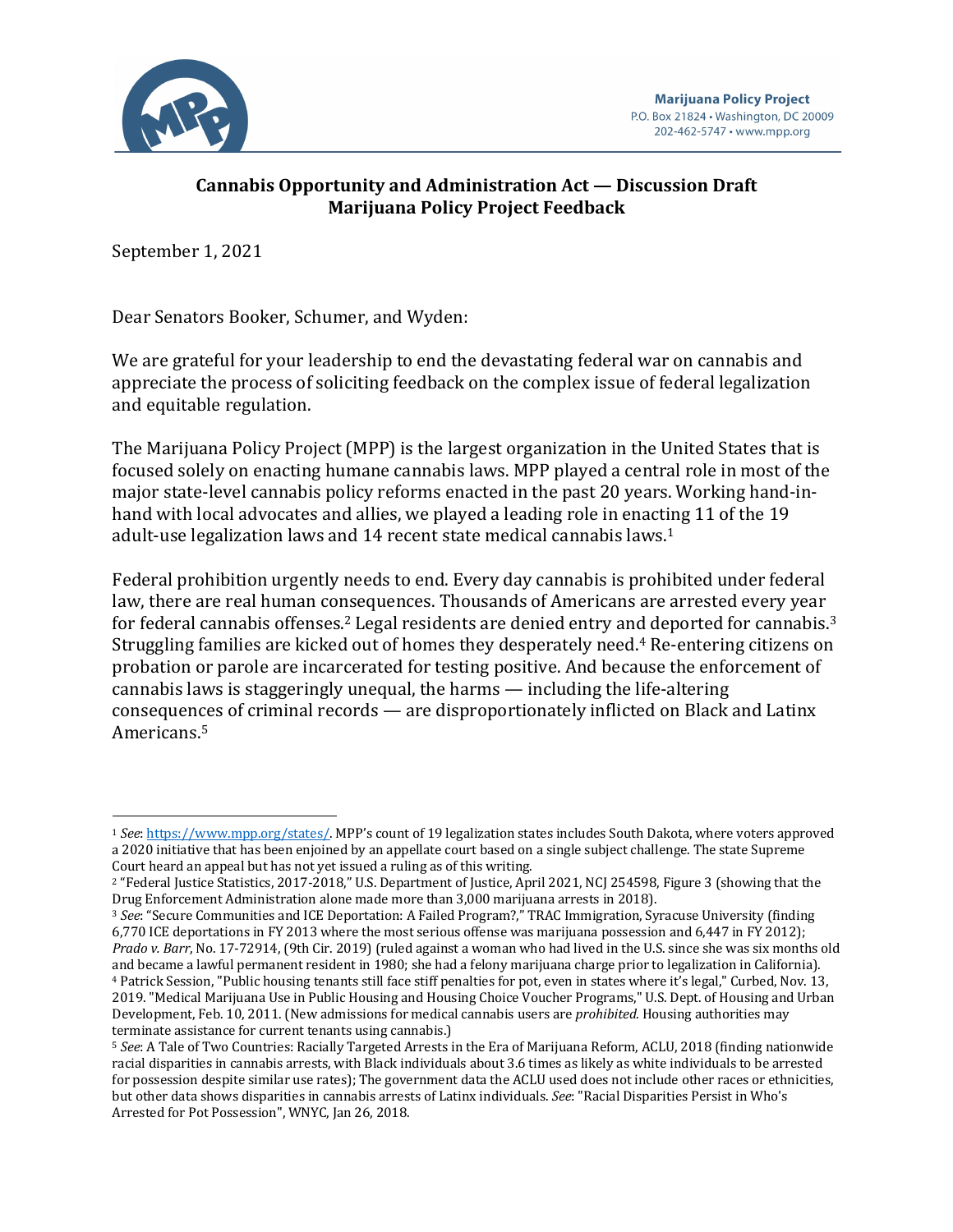**Marijuana Policy Project**
P.O. Box 21824 • Washington, DC 20009
202-462-5747 • www.mpp.org

## Cannabis Opportunity and Administration Act — Discussion Draft
## Marijuana Policy Project Feedback

September 1, 2021

Dear Senators Booker, Schumer, and Wyden:

We are grateful for your leadership to end the devastating federal war on cannabis and appreciate the process of soliciting feedback on the complex issue of federal legalization and equitable regulation.

The Marijuana Policy Project (MPP) is the largest organization in the United States that is focused solely on enacting humane cannabis laws. MPP played a central role in most of the major state-level cannabis policy reforms enacted in the past 20 years. Working hand-in-hand with local advocates and allies, we played a leading role in enacting 11 of the 19 adult-use legalization laws and 14 recent state medical cannabis laws.[1]

Federal prohibition urgently needs to end. Every day cannabis is prohibited under federal law, there are real human consequences. Thousands of Americans are arrested every year for federal cannabis offenses.[2] Legal residents are denied entry and deported for cannabis.[3] Struggling families are kicked out of homes they desperately need.[4] Re-entering citizens on probation or parole are incarcerated for testing positive. And because the enforcement of cannabis laws is staggeringly unequal, the harms — including the life-altering consequences of criminal records — are disproportionately inflicted on Black and Latinx Americans.[5]

---

[1] *See*: https://www.mpp.org/states/. MPP's count of 19 legalization states includes South Dakota, where voters approved a 2020 initiative that has been enjoined by an appellate court based on a single subject challenge. The state Supreme Court heard an appeal but has not yet issued a ruling as of this writing.

[2] "Federal Justice Statistics, 2017-2018," U.S. Department of Justice, April 2021, NCJ 254598, Figure 3 (showing that the Drug Enforcement Administration alone made more than 3,000 marijuana arrests in 2018).

[3] *See*: "Secure Communities and ICE Deportation: A Failed Program?," TRAC Immigration, Syracuse University (finding 6,770 ICE deportations in FY 2013 where the most serious offense was marijuana possession and 6,447 in FY 2012); *Prado v. Barr*, No. 17-72914, (9th Cir. 2019) (ruled against a woman who had lived in the U.S. since she was six months old and became a lawful permanent resident in 1980; she had a felony marijuana charge prior to legalization in California).

[4] Patrick Session, "Public housing tenants still face stiff penalties for pot, even in states where it's legal," Curbed, Nov. 13, 2019. "Medical Marijuana Use in Public Housing and Housing Choice Voucher Programs," U.S. Dept. of Housing and Urban Development, Feb. 10, 2011. (New admissions for medical cannabis users are *prohibited*. Housing authorities may terminate assistance for current tenants using cannabis.)

[5] *See*: A Tale of Two Countries: Racially Targeted Arrests in the Era of Marijuana Reform, ACLU, 2018 (finding nationwide racial disparities in cannabis arrests, with Black individuals about 3.6 times as likely as white individuals to be arrested for possession despite similar use rates); The government data the ACLU used does not include other races or ethnicities, but other data shows disparities in cannabis arrests of Latinx individuals. *See*: "Racial Disparities Persist in Who's Arrested for Pot Possession", WNYC, Jan 26, 2018.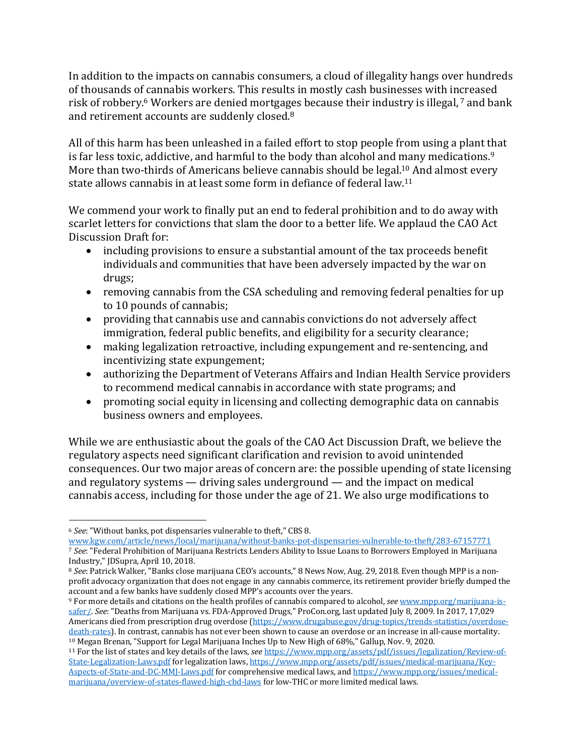In addition to the impacts on cannabis consumers, a cloud of illegality hangs over hundreds of thousands of cannabis workers. This results in mostly cash businesses with increased risk of robbery.[6] Workers are denied mortgages because their industry is illegal,[7] and bank and retirement accounts are suddenly closed.[8]

All of this harm has been unleashed in a failed effort to stop people from using a plant that is far less toxic, addictive, and harmful to the body than alcohol and many medications.[9] More than two-thirds of Americans believe cannabis should be legal.[10] And almost every state allows cannabis in at least some form in defiance of federal law.[11]

We commend your work to finally put an end to federal prohibition and to do away with scarlet letters for convictions that slam the door to a better life. We applaud the CAO Act Discussion Draft for:

- including provisions to ensure a substantial amount of the tax proceeds benefit individuals and communities that have been adversely impacted by the war on drugs;
- removing cannabis from the CSA scheduling and removing federal penalties for up to 10 pounds of cannabis;
- providing that cannabis use and cannabis convictions do not adversely affect immigration, federal public benefits, and eligibility for a security clearance;
- making legalization retroactive, including expungement and re-sentencing, and incentivizing state expungement;
- authorizing the Department of Veterans Affairs and Indian Health Service providers to recommend medical cannabis in accordance with state programs; and
- promoting social equity in licensing and collecting demographic data on cannabis business owners and employees.

While we are enthusiastic about the goals of the CAO Act Discussion Draft, we believe the regulatory aspects need significant clarification and revision to avoid unintended consequences. Our two major areas of concern are: the possible upending of state licensing and regulatory systems — driving sales underground — and the impact on medical cannabis access, including for those under the age of 21. We also urge modifications to

---

[6] *See*: "Without banks, pot dispensaries vulnerable to theft," CBS 8. www.kgw.com/article/news/local/marijuana/without-banks-pot-dispensaries-vulnerable-to-theft/283-67157771

[7] *See*: "Federal Prohibition of Marijuana Restricts Lenders Ability to Issue Loans to Borrowers Employed in Marijuana Industry," JDSupra, April 10, 2018.

[8] *See*: Patrick Walker, "Banks close marijuana CEO's accounts," 8 News Now, Aug. 29, 2018. Even though MPP is a non-profit advocacy organization that does not engage in any cannabis commerce, its retirement provider briefly dumped the account and a few banks have suddenly closed MPP's accounts over the years.

[9] For more details and citations on the health profiles of cannabis compared to alcohol, *see* www.mpp.org/marijuana-is-safer/. *See*: "Deaths from Marijuana vs. FDA-Approved Drugs," ProCon.org, last updated July 8, 2009. In 2017, 17,029 Americans died from prescription drug overdose (https://www.drugabuse.gov/drug-topics/trends-statistics/overdose-death-rates). In contrast, cannabis has not ever been shown to cause an overdose or an increase in all-cause mortality.

[10] Megan Brenan, "Support for Legal Marijuana Inches Up to New High of 68%," Gallup, Nov. 9, 2020.

[11] For the list of states and key details of the laws, *see* https://www.mpp.org/assets/pdf/issues/legalization/Review-of-State-Legalization-Laws.pdf for legalization laws, https://www.mpp.org/assets/pdf/issues/medical-marijuana/Key-Aspects-of-State-and-DC-MMJ-Laws.pdf for comprehensive medical laws, and https://www.mpp.org/issues/medical-marijuana/overview-of-states-flawed-high-cbd-laws for low-THC or more limited medical laws.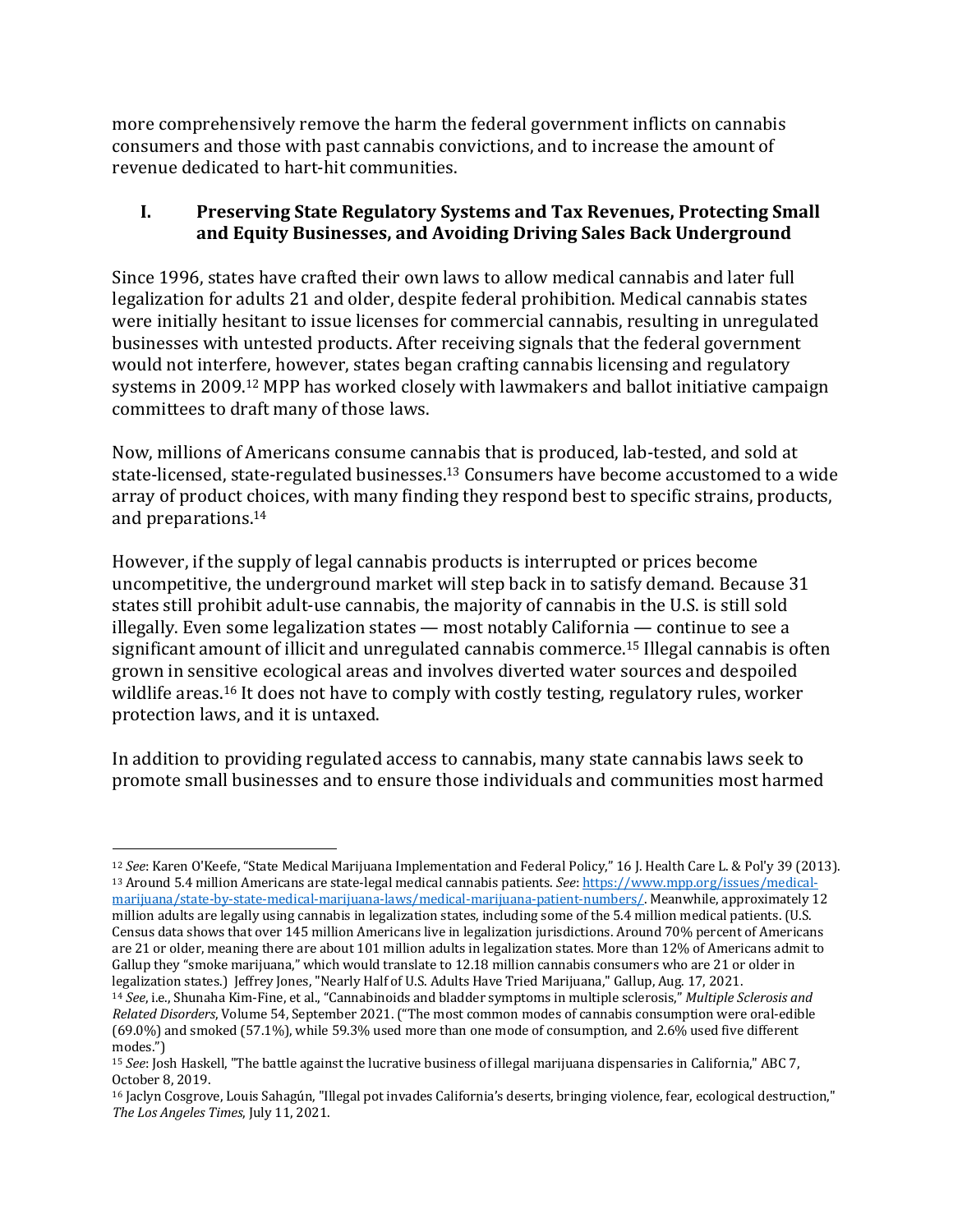more comprehensively remove the harm the federal government inflicts on cannabis consumers and those with past cannabis convictions, and to increase the amount of revenue dedicated to hart-hit communities.

## I. Preserving State Regulatory Systems and Tax Revenues, Protecting Small and Equity Businesses, and Avoiding Driving Sales Back Underground

Since 1996, states have crafted their own laws to allow medical cannabis and later full legalization for adults 21 and older, despite federal prohibition. Medical cannabis states were initially hesitant to issue licenses for commercial cannabis, resulting in unregulated businesses with untested products. After receiving signals that the federal government would not interfere, however, states began crafting cannabis licensing and regulatory systems in 2009.[12] MPP has worked closely with lawmakers and ballot initiative campaign committees to draft many of those laws.

Now, millions of Americans consume cannabis that is produced, lab-tested, and sold at state-licensed, state-regulated businesses.[13] Consumers have become accustomed to a wide array of product choices, with many finding they respond best to specific strains, products, and preparations.[14]

However, if the supply of legal cannabis products is interrupted or prices become uncompetitive, the underground market will step back in to satisfy demand. Because 31 states still prohibit adult-use cannabis, the majority of cannabis in the U.S. is still sold illegally. Even some legalization states — most notably California — continue to see a significant amount of illicit and unregulated cannabis commerce.[15] Illegal cannabis is often grown in sensitive ecological areas and involves diverted water sources and despoiled wildlife areas.[16] It does not have to comply with costly testing, regulatory rules, worker protection laws, and it is untaxed.

In addition to providing regulated access to cannabis, many state cannabis laws seek to promote small businesses and to ensure those individuals and communities most harmed

---

[12] *See*: Karen O'Keefe, "State Medical Marijuana Implementation and Federal Policy," 16 J. Health Care L. & Pol'y 39 (2013).

[13] Around 5.4 million Americans are state-legal medical cannabis patients. *See*: https://www.mpp.org/issues/medical-marijuana/state-by-state-medical-marijuana-laws/medical-marijuana-patient-numbers/. Meanwhile, approximately 12 million adults are legally using cannabis in legalization states, including some of the 5.4 million medical patients. (U.S. Census data shows that over 145 million Americans live in legalization jurisdictions. Around 70% percent of Americans are 21 or older, meaning there are about 101 million adults in legalization states. More than 12% of Americans admit to Gallup they "smoke marijuana," which would translate to 12.18 million cannabis consumers who are 21 or older in legalization states.) Jeffrey Jones, "Nearly Half of U.S. Adults Have Tried Marijuana," Gallup, Aug. 17, 2021.

[14] *See*, i.e., Shunaha Kim-Fine, et al., "Cannabinoids and bladder symptoms in multiple sclerosis," *Multiple Sclerosis and Related Disorders*, Volume 54, September 2021. ("The most common modes of cannabis consumption were oral-edible (69.0%) and smoked (57.1%), while 59.3% used more than one mode of consumption, and 2.6% used five different modes.")

[15] *See*: Josh Haskell, "The battle against the lucrative business of illegal marijuana dispensaries in California," ABC 7, October 8, 2019.

[16] Jaclyn Cosgrove, Louis Sahagún, "Illegal pot invades California's deserts, bringing violence, fear, ecological destruction," *The Los Angeles Times*, July 11, 2021.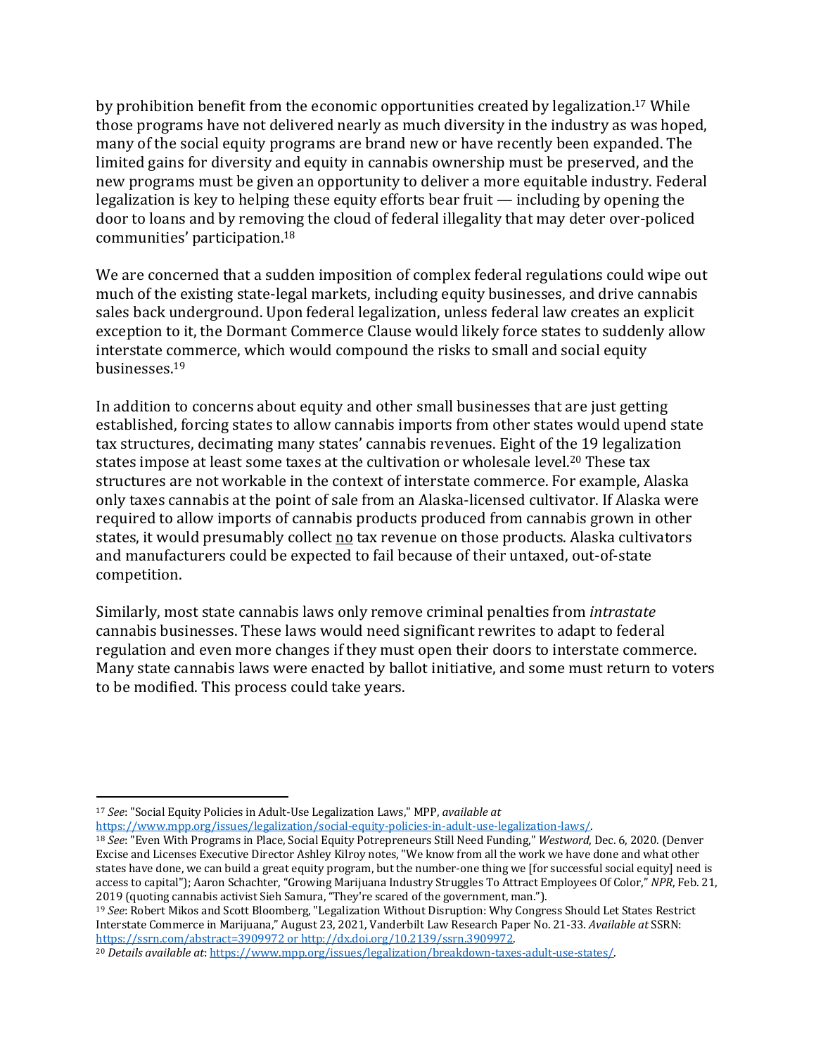by prohibition benefit from the economic opportunities created by legalization.[17] While those programs have not delivered nearly as much diversity in the industry as was hoped, many of the social equity programs are brand new or have recently been expanded. The limited gains for diversity and equity in cannabis ownership must be preserved, and the new programs must be given an opportunity to deliver a more equitable industry. Federal legalization is key to helping these equity efforts bear fruit — including by opening the door to loans and by removing the cloud of federal illegality that may deter over-policed communities' participation.[18]

We are concerned that a sudden imposition of complex federal regulations could wipe out much of the existing state-legal markets, including equity businesses, and drive cannabis sales back underground. Upon federal legalization, unless federal law creates an explicit exception to it, the Dormant Commerce Clause would likely force states to suddenly allow interstate commerce, which would compound the risks to small and social equity businesses.[19]

In addition to concerns about equity and other small businesses that are just getting established, forcing states to allow cannabis imports from other states would upend state tax structures, decimating many states' cannabis revenues. Eight of the 19 legalization states impose at least some taxes at the cultivation or wholesale level.[20] These tax structures are not workable in the context of interstate commerce. For example, Alaska only taxes cannabis at the point of sale from an Alaska-licensed cultivator. If Alaska were required to allow imports of cannabis products produced from cannabis grown in other states, it would presumably collect <u>no</u> tax revenue on those products. Alaska cultivators and manufacturers could be expected to fail because of their untaxed, out-of-state competition.

Similarly, most state cannabis laws only remove criminal penalties from *intrastate* cannabis businesses. These laws would need significant rewrites to adapt to federal regulation and even more changes if they must open their doors to interstate commerce. Many state cannabis laws were enacted by ballot initiative, and some must return to voters to be modified. This process could take years.

---

[17] *See*: "Social Equity Policies in Adult-Use Legalization Laws," MPP, *available at* https://www.mpp.org/issues/legalization/social-equity-policies-in-adult-use-legalization-laws/.

[18] *See*: "Even With Programs in Place, Social Equity Potrepreneurs Still Need Funding," *Westword*, Dec. 6, 2020. (Denver Excise and Licenses Executive Director Ashley Kilroy notes, "We know from all the work we have done and what other states have done, we can build a great equity program, but the number-one thing we [for successful social equity] need is access to capital"); Aaron Schachter, "Growing Marijuana Industry Struggles To Attract Employees Of Color," *NPR*, Feb. 21, 2019 (quoting cannabis activist Sieh Samura, "They're scared of the government, man.").

[19] *See*: Robert Mikos and Scott Bloomberg, "Legalization Without Disruption: Why Congress Should Let States Restrict Interstate Commerce in Marijuana," August 23, 2021, Vanderbilt Law Research Paper No. 21-33. *Available at* SSRN: https://ssrn.com/abstract=3909972 or http://dx.doi.org/10.2139/ssrn.3909972.

[20] *Details available at*: https://www.mpp.org/issues/legalization/breakdown-taxes-adult-use-states/.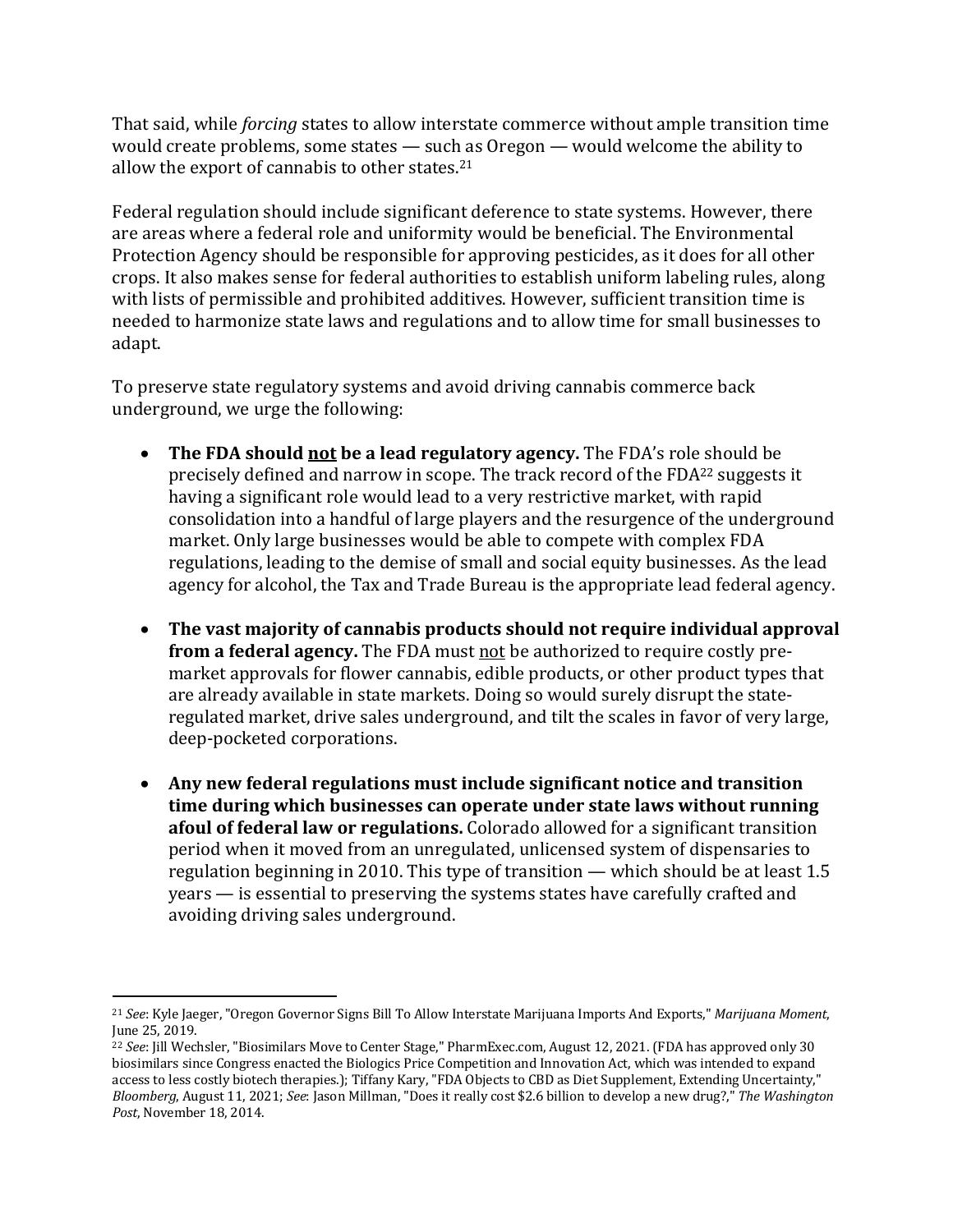That said, while *forcing* states to allow interstate commerce without ample transition time would create problems, some states — such as Oregon — would welcome the ability to allow the export of cannabis to other states.[21]

Federal regulation should include significant deference to state systems. However, there are areas where a federal role and uniformity would be beneficial. The Environmental Protection Agency should be responsible for approving pesticides, as it does for all other crops. It also makes sense for federal authorities to establish uniform labeling rules, along with lists of permissible and prohibited additives. However, sufficient transition time is needed to harmonize state laws and regulations and to allow time for small businesses to adapt.

To preserve state regulatory systems and avoid driving cannabis commerce back underground, we urge the following:

- **The FDA should <u>not</u> be a lead regulatory agency.** The FDA's role should be precisely defined and narrow in scope. The track record of the FDA[22] suggests it having a significant role would lead to a very restrictive market, with rapid consolidation into a handful of large players and the resurgence of the underground market. Only large businesses would be able to compete with complex FDA regulations, leading to the demise of small and social equity businesses. As the lead agency for alcohol, the Tax and Trade Bureau is the appropriate lead federal agency.

- **The vast majority of cannabis products should not require individual approval from a federal agency.** The FDA must <u>not</u> be authorized to require costly pre-market approvals for flower cannabis, edible products, or other product types that are already available in state markets. Doing so would surely disrupt the state-regulated market, drive sales underground, and tilt the scales in favor of very large, deep-pocketed corporations.

- **Any new federal regulations must include significant notice and transition time during which businesses can operate under state laws without running afoul of federal law or regulations.** Colorado allowed for a significant transition period when it moved from an unregulated, unlicensed system of dispensaries to regulation beginning in 2010. This type of transition — which should be at least 1.5 years — is essential to preserving the systems states have carefully crafted and avoiding driving sales underground.

---

[21] *See*: Kyle Jaeger, "Oregon Governor Signs Bill To Allow Interstate Marijuana Imports And Exports," *Marijuana Moment*, June 25, 2019.

[22] *See*: Jill Wechsler, "Biosimilars Move to Center Stage," PharmExec.com, August 12, 2021. (FDA has approved only 30 biosimilars since Congress enacted the Biologics Price Competition and Innovation Act, which was intended to expand access to less costly biotech therapies.); Tiffany Kary, "FDA Objects to CBD as Diet Supplement, Extending Uncertainty," *Bloomberg*, August 11, 2021; *See*: Jason Millman, "Does it really cost $2.6 billion to develop a new drug?," *The Washington Post*, November 18, 2014.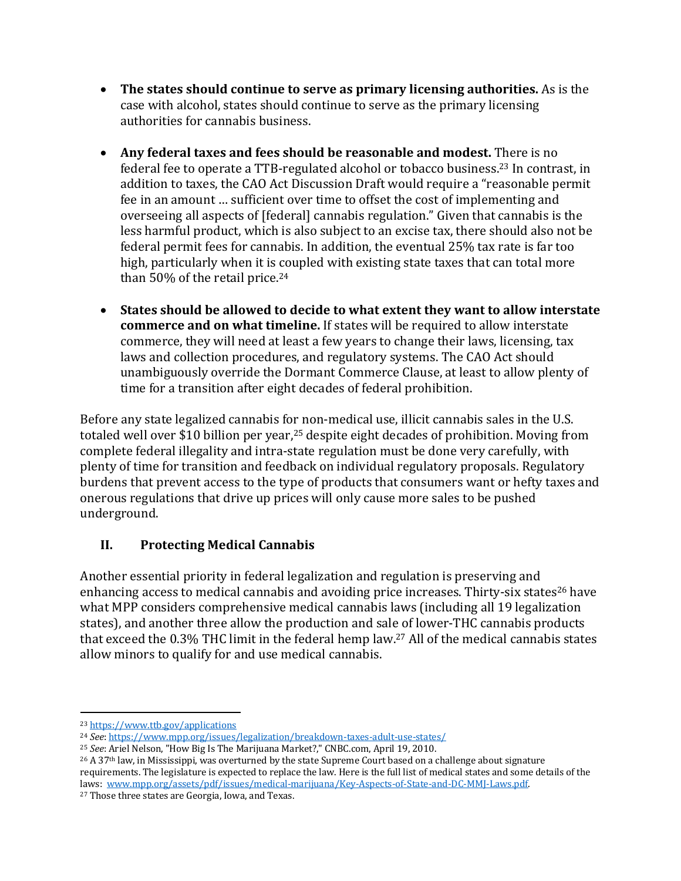- **The states should continue to serve as primary licensing authorities.** As is the case with alcohol, states should continue to serve as the primary licensing authorities for cannabis business.

- **Any federal taxes and fees should be reasonable and modest.** There is no federal fee to operate a TTB-regulated alcohol or tobacco business.[23] In contrast, in addition to taxes, the CAO Act Discussion Draft would require a "reasonable permit fee in an amount … sufficient over time to offset the cost of implementing and overseeing all aspects of [federal] cannabis regulation." Given that cannabis is the less harmful product, which is also subject to an excise tax, there should also not be federal permit fees for cannabis. In addition, the eventual 25% tax rate is far too high, particularly when it is coupled with existing state taxes that can total more than 50% of the retail price.[24]

- **States should be allowed to decide to what extent they want to allow interstate commerce and on what timeline.** If states will be required to allow interstate commerce, they will need at least a few years to change their laws, licensing, tax laws and collection procedures, and regulatory systems. The CAO Act should unambiguously override the Dormant Commerce Clause, at least to allow plenty of time for a transition after eight decades of federal prohibition.

Before any state legalized cannabis for non-medical use, illicit cannabis sales in the U.S. totaled well over $10 billion per year,[25] despite eight decades of prohibition. Moving from complete federal illegality and intra-state regulation must be done very carefully, with plenty of time for transition and feedback on individual regulatory proposals. Regulatory burdens that prevent access to the type of products that consumers want or hefty taxes and onerous regulations that drive up prices will only cause more sales to be pushed underground.

## II. Protecting Medical Cannabis

Another essential priority in federal legalization and regulation is preserving and enhancing access to medical cannabis and avoiding price increases. Thirty-six states[26] have what MPP considers comprehensive medical cannabis laws (including all 19 legalization states), and another three allow the production and sale of lower-THC cannabis products that exceed the 0.3% THC limit in the federal hemp law.[27] All of the medical cannabis states allow minors to qualify for and use medical cannabis.

---

[23] https://www.ttb.gov/applications

[24] *See*: https://www.mpp.org/issues/legalization/breakdown-taxes-adult-use-states/

[25] *See*: Ariel Nelson, "How Big Is The Marijuana Market?," CNBC.com, April 19, 2010.

[26] A 37th law, in Mississippi, was overturned by the state Supreme Court based on a challenge about signature requirements. The legislature is expected to replace the law. Here is the full list of medical states and some details of the laws: www.mpp.org/assets/pdf/issues/medical-marijuana/Key-Aspects-of-State-and-DC-MMJ-Laws.pdf.

[27] Those three states are Georgia, Iowa, and Texas.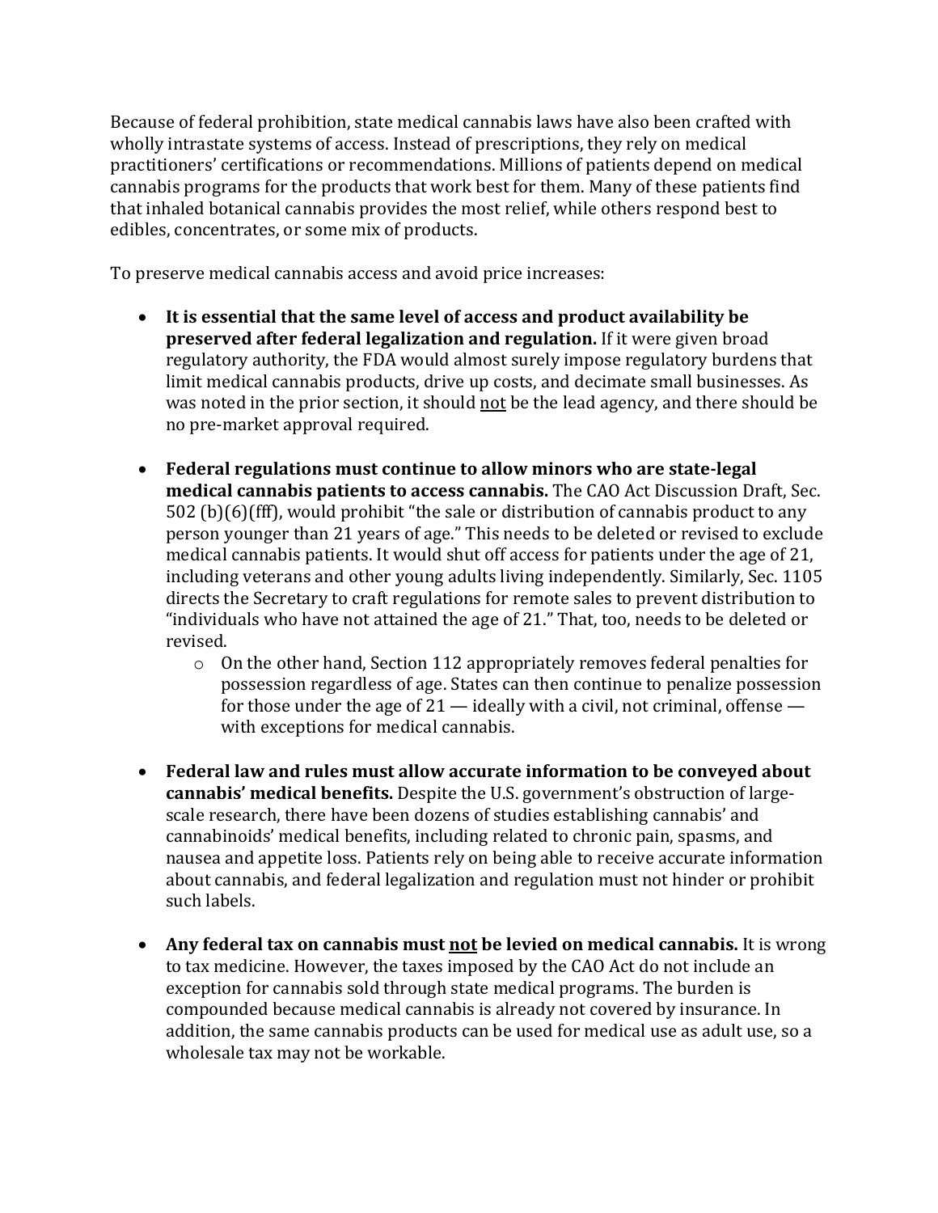Because of federal prohibition, state medical cannabis laws have also been crafted with wholly intrastate systems of access. Instead of prescriptions, they rely on medical practitioners' certifications or recommendations. Millions of patients depend on medical cannabis programs for the products that work best for them. Many of these patients find that inhaled botanical cannabis provides the most relief, while others respond best to edibles, concentrates, or some mix of products.

To preserve medical cannabis access and avoid price increases:

- **It is essential that the same level of access and product availability be preserved after federal legalization and regulation.** If it were given broad regulatory authority, the FDA would almost surely impose regulatory burdens that limit medical cannabis products, drive up costs, and decimate small businesses. As was noted in the prior section, it should <u>not</u> be the lead agency, and there should be no pre-market approval required.

- **Federal regulations must continue to allow minors who are state-legal medical cannabis patients to access cannabis.** The CAO Act Discussion Draft, Sec. 502 (b)(6)(fff), would prohibit "the sale or distribution of cannabis product to any person younger than 21 years of age." This needs to be deleted or revised to exclude medical cannabis patients. It would shut off access for patients under the age of 21, including veterans and other young adults living independently. Similarly, Sec. 1105 directs the Secretary to craft regulations for remote sales to prevent distribution to "individuals who have not attained the age of 21." That, too, needs to be deleted or revised.
    - On the other hand, Section 112 appropriately removes federal penalties for possession regardless of age. States can then continue to penalize possession for those under the age of 21 — ideally with a civil, not criminal, offense — with exceptions for medical cannabis.

- **Federal law and rules must allow accurate information to be conveyed about cannabis' medical benefits.** Despite the U.S. government's obstruction of large-scale research, there have been dozens of studies establishing cannabis' and cannabinoids' medical benefits, including related to chronic pain, spasms, and nausea and appetite loss. Patients rely on being able to receive accurate information about cannabis, and federal legalization and regulation must not hinder or prohibit such labels.

- **Any federal tax on cannabis must <u>not</u> be levied on medical cannabis.** It is wrong to tax medicine. However, the taxes imposed by the CAO Act do not include an exception for cannabis sold through state medical programs. The burden is compounded because medical cannabis is already not covered by insurance. In addition, the same cannabis products can be used for medical use as adult use, so a wholesale tax may not be workable.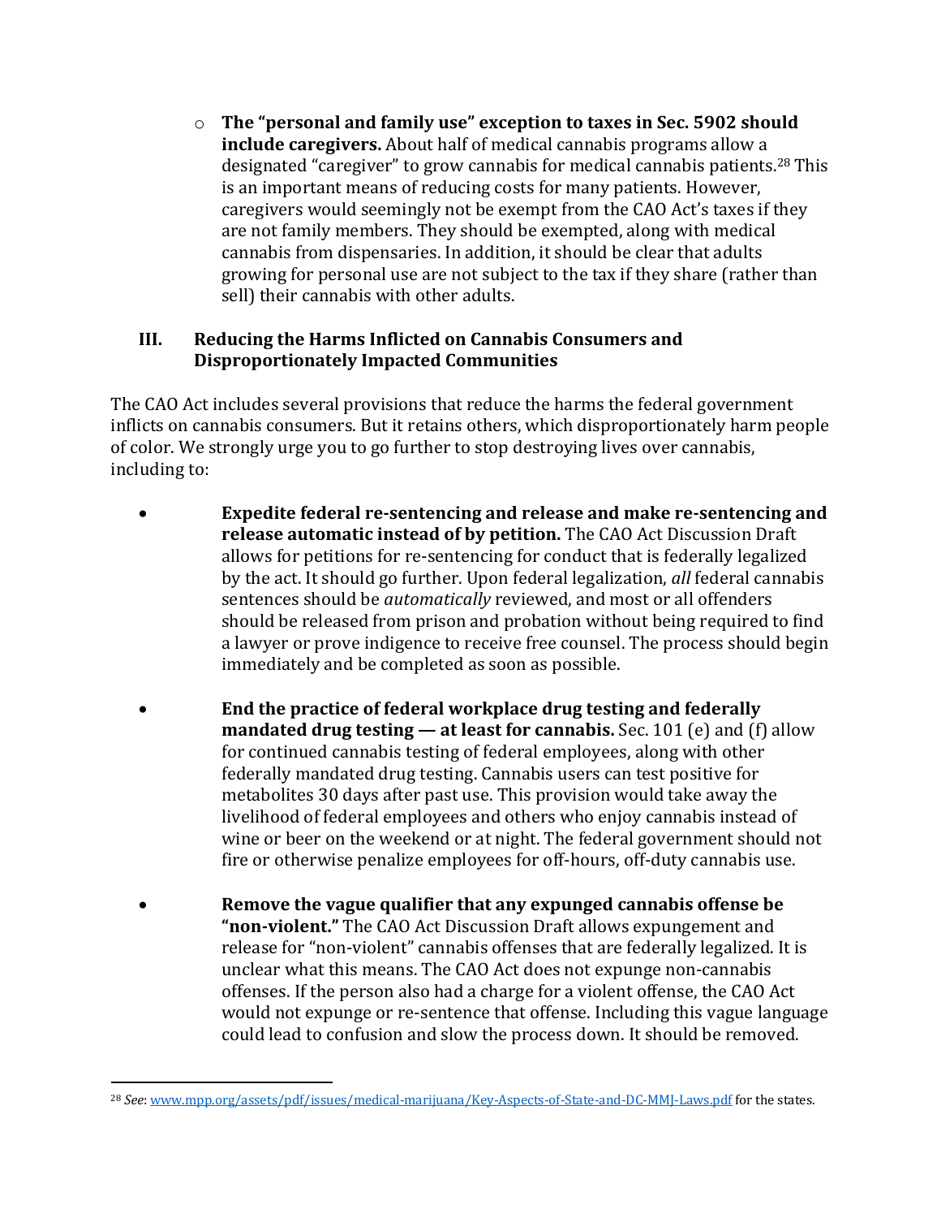- **The "personal and family use" exception to taxes in Sec. 5902 should include caregivers.** About half of medical cannabis programs allow a designated "caregiver" to grow cannabis for medical cannabis patients.[28] This is an important means of reducing costs for many patients. However, caregivers would seemingly not be exempt from the CAO Act's taxes if they are not family members. They should be exempted, along with medical cannabis from dispensaries. In addition, it should be clear that adults growing for personal use are not subject to the tax if they share (rather than sell) their cannabis with other adults.

## III. Reducing the Harms Inflicted on Cannabis Consumers and Disproportionately Impacted Communities

The CAO Act includes several provisions that reduce the harms the federal government inflicts on cannabis consumers. But it retains others, which disproportionately harm people of color. We strongly urge you to go further to stop destroying lives over cannabis, including to:

- **Expedite federal re-sentencing and release and make re-sentencing and release automatic instead of by petition.** The CAO Act Discussion Draft allows for petitions for re-sentencing for conduct that is federally legalized by the act. It should go further. Upon federal legalization, *all* federal cannabis sentences should be *automatically* reviewed, and most or all offenders should be released from prison and probation without being required to find a lawyer or prove indigence to receive free counsel. The process should begin immediately and be completed as soon as possible.

- **End the practice of federal workplace drug testing and federally mandated drug testing — at least for cannabis.** Sec. 101 (e) and (f) allow for continued cannabis testing of federal employees, along with other federally mandated drug testing. Cannabis users can test positive for metabolites 30 days after past use. This provision would take away the livelihood of federal employees and others who enjoy cannabis instead of wine or beer on the weekend or at night. The federal government should not fire or otherwise penalize employees for off-hours, off-duty cannabis use.

- **Remove the vague qualifier that any expunged cannabis offense be "non-violent."** The CAO Act Discussion Draft allows expungement and release for "non-violent" cannabis offenses that are federally legalized. It is unclear what this means. The CAO Act does not expunge non-cannabis offenses. If the person also had a charge for a violent offense, the CAO Act would not expunge or re-sentence that offense. Including this vague language could lead to confusion and slow the process down. It should be removed.

---

[28] *See*: www.mpp.org/assets/pdf/issues/medical-marijuana/Key-Aspects-of-State-and-DC-MMJ-Laws.pdf for the states.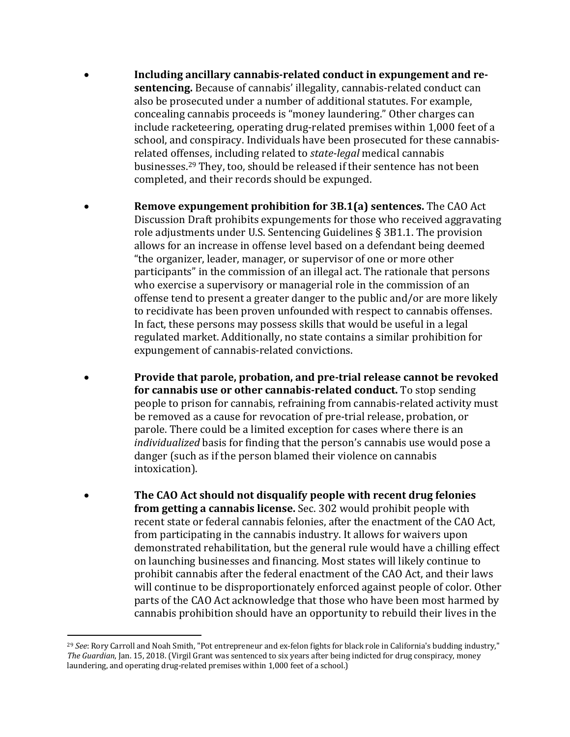- **Including ancillary cannabis-related conduct in expungement and re-sentencing.** Because of cannabis' illegality, cannabis-related conduct can also be prosecuted under a number of additional statutes. For example, concealing cannabis proceeds is "money laundering." Other charges can include racketeering, operating drug-related premises within 1,000 feet of a school, and conspiracy. Individuals have been prosecuted for these cannabis-related offenses, including related to *state-legal* medical cannabis businesses.[29] They, too, should be released if their sentence has not been completed, and their records should be expunged.

- **Remove expungement prohibition for 3B.1(a) sentences.** The CAO Act Discussion Draft prohibits expungements for those who received aggravating role adjustments under U.S. Sentencing Guidelines § 3B1.1. The provision allows for an increase in offense level based on a defendant being deemed "the organizer, leader, manager, or supervisor of one or more other participants" in the commission of an illegal act. The rationale that persons who exercise a supervisory or managerial role in the commission of an offense tend to present a greater danger to the public and/or are more likely to recidivate has been proven unfounded with respect to cannabis offenses. In fact, these persons may possess skills that would be useful in a legal regulated market. Additionally, no state contains a similar prohibition for expungement of cannabis-related convictions.

- **Provide that parole, probation, and pre-trial release cannot be revoked for cannabis use or other cannabis-related conduct.** To stop sending people to prison for cannabis, refraining from cannabis-related activity must be removed as a cause for revocation of pre-trial release, probation, or parole. There could be a limited exception for cases where there is an *individualized* basis for finding that the person's cannabis use would pose a danger (such as if the person blamed their violence on cannabis intoxication).

- **The CAO Act should not disqualify people with recent drug felonies from getting a cannabis license.** Sec. 302 would prohibit people with recent state or federal cannabis felonies, after the enactment of the CAO Act, from participating in the cannabis industry. It allows for waivers upon demonstrated rehabilitation, but the general rule would have a chilling effect on launching businesses and financing. Most states will likely continue to prohibit cannabis after the federal enactment of the CAO Act, and their laws will continue to be disproportionately enforced against people of color. Other parts of the CAO Act acknowledge that those who have been most harmed by cannabis prohibition should have an opportunity to rebuild their lives in the

---

[29] *See*: Rory Carroll and Noah Smith, "Pot entrepreneur and ex-felon fights for black role in California's budding industry," *The Guardian*, Jan. 15, 2018. (Virgil Grant was sentenced to six years after being indicted for drug conspiracy, money laundering, and operating drug-related premises within 1,000 feet of a school.)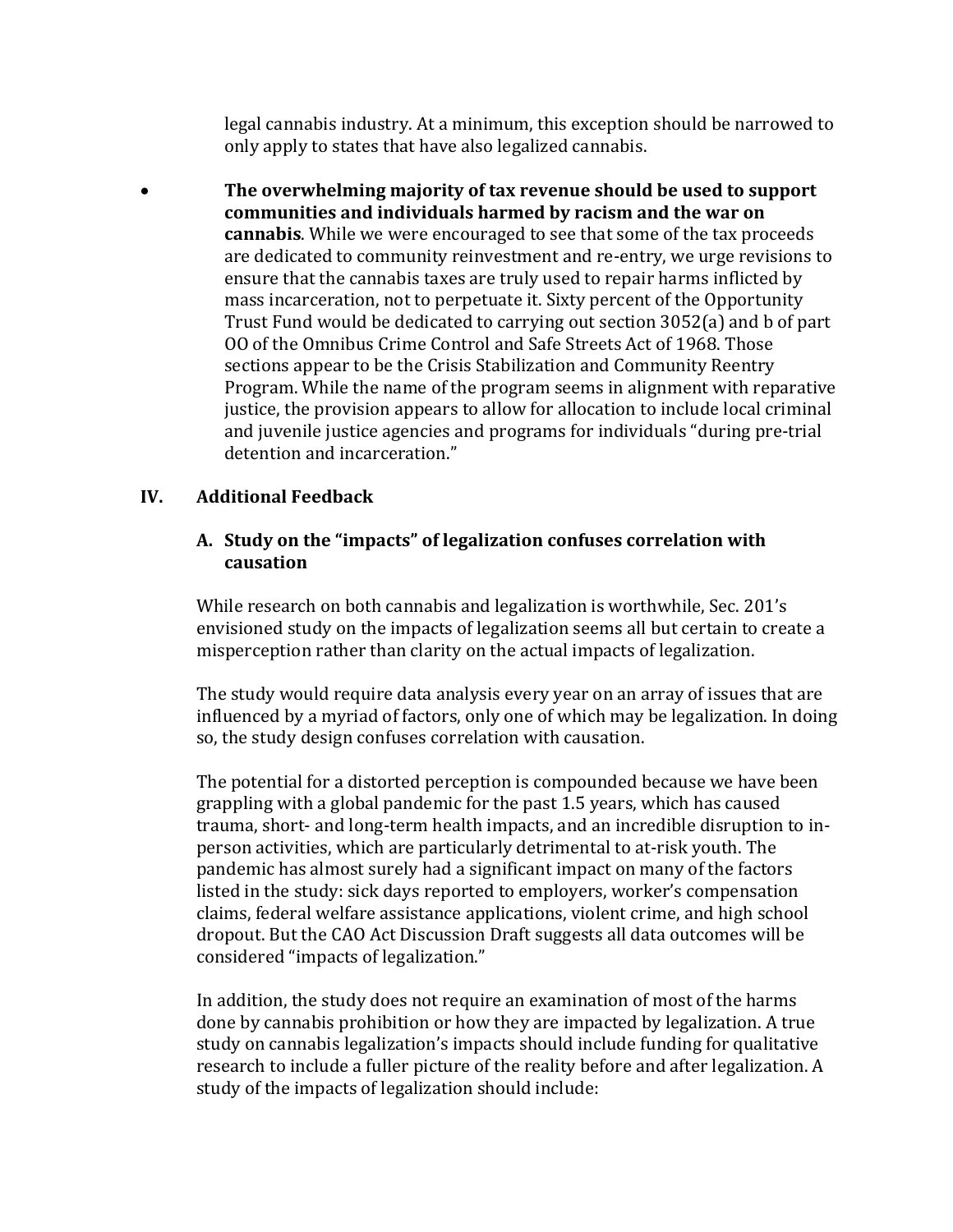legal cannabis industry. At a minimum, this exception should be narrowed to only apply to states that have also legalized cannabis.

- **The overwhelming majority of tax revenue should be used to support communities and individuals harmed by racism and the war on cannabis**. While we were encouraged to see that some of the tax proceeds are dedicated to community reinvestment and re-entry, we urge revisions to ensure that the cannabis taxes are truly used to repair harms inflicted by mass incarceration, not to perpetuate it. Sixty percent of the Opportunity Trust Fund would be dedicated to carrying out section 3052(a) and b of part OO of the Omnibus Crime Control and Safe Streets Act of 1968. Those sections appear to be the Crisis Stabilization and Community Reentry Program. While the name of the program seems in alignment with reparative justice, the provision appears to allow for allocation to include local criminal and juvenile justice agencies and programs for individuals "during pre-trial detention and incarceration."

## IV. Additional Feedback

### A. Study on the "impacts" of legalization confuses correlation with causation

While research on both cannabis and legalization is worthwhile, Sec. 201's envisioned study on the impacts of legalization seems all but certain to create a misperception rather than clarity on the actual impacts of legalization.

The study would require data analysis every year on an array of issues that are influenced by a myriad of factors, only one of which may be legalization. In doing so, the study design confuses correlation with causation.

The potential for a distorted perception is compounded because we have been grappling with a global pandemic for the past 1.5 years, which has caused trauma, short- and long-term health impacts, and an incredible disruption to in-person activities, which are particularly detrimental to at-risk youth. The pandemic has almost surely had a significant impact on many of the factors listed in the study: sick days reported to employers, worker's compensation claims, federal welfare assistance applications, violent crime, and high school dropout. But the CAO Act Discussion Draft suggests all data outcomes will be considered "impacts of legalization."

In addition, the study does not require an examination of most of the harms done by cannabis prohibition or how they are impacted by legalization. A true study on cannabis legalization's impacts should include funding for qualitative research to include a fuller picture of the reality before and after legalization. A study of the impacts of legalization should include: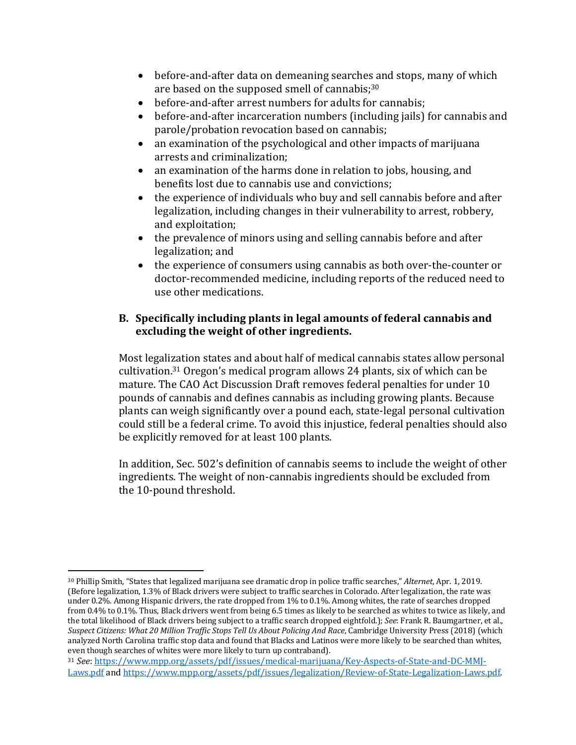- before-and-after data on demeaning searches and stops, many of which are based on the supposed smell of cannabis;[30]
- before-and-after arrest numbers for adults for cannabis;
- before-and-after incarceration numbers (including jails) for cannabis and parole/probation revocation based on cannabis;
- an examination of the psychological and other impacts of marijuana arrests and criminalization;
- an examination of the harms done in relation to jobs, housing, and benefits lost due to cannabis use and convictions;
- the experience of individuals who buy and sell cannabis before and after legalization, including changes in their vulnerability to arrest, robbery, and exploitation;
- the prevalence of minors using and selling cannabis before and after legalization; and
- the experience of consumers using cannabis as both over-the-counter or doctor-recommended medicine, including reports of the reduced need to use other medications.

**B. Specifically including plants in legal amounts of federal cannabis and excluding the weight of other ingredients.**

Most legalization states and about half of medical cannabis states allow personal cultivation.[31] Oregon's medical program allows 24 plants, six of which can be mature. The CAO Act Discussion Draft removes federal penalties for under 10 pounds of cannabis and defines cannabis as including growing plants. Because plants can weigh significantly over a pound each, state-legal personal cultivation could still be a federal crime. To avoid this injustice, federal penalties should also be explicitly removed for at least 100 plants.

In addition, Sec. 502's definition of cannabis seems to include the weight of other ingredients. The weight of non-cannabis ingredients should be excluded from the 10-pound threshold.

---

[30] Phillip Smith, "States that legalized marijuana see dramatic drop in police traffic searches," *Alternet*, Apr. 1, 2019. (Before legalization, 1.3% of Black drivers were subject to traffic searches in Colorado. After legalization, the rate was under 0.2%. Among Hispanic drivers, the rate dropped from 1% to 0.1%. Among whites, the rate of searches dropped from 0.4% to 0.1%. Thus, Black drivers went from being 6.5 times as likely to be searched as whites to twice as likely, and the total likelihood of Black drivers being subject to a traffic search dropped eightfold.); *See*: Frank R. Baumgartner, et al., *Suspect Citizens: What 20 Million Traffic Stops Tell Us About Policing And Race*, Cambridge University Press (2018) (which analyzed North Carolina traffic stop data and found that Blacks and Latinos were more likely to be searched than whites, even though searches of whites were more likely to turn up contraband).

[31] *See*: https://www.mpp.org/assets/pdf/issues/medical-marijuana/Key-Aspects-of-State-and-DC-MMJ-Laws.pdf and https://www.mpp.org/assets/pdf/issues/legalization/Review-of-State-Legalization-Laws.pdf.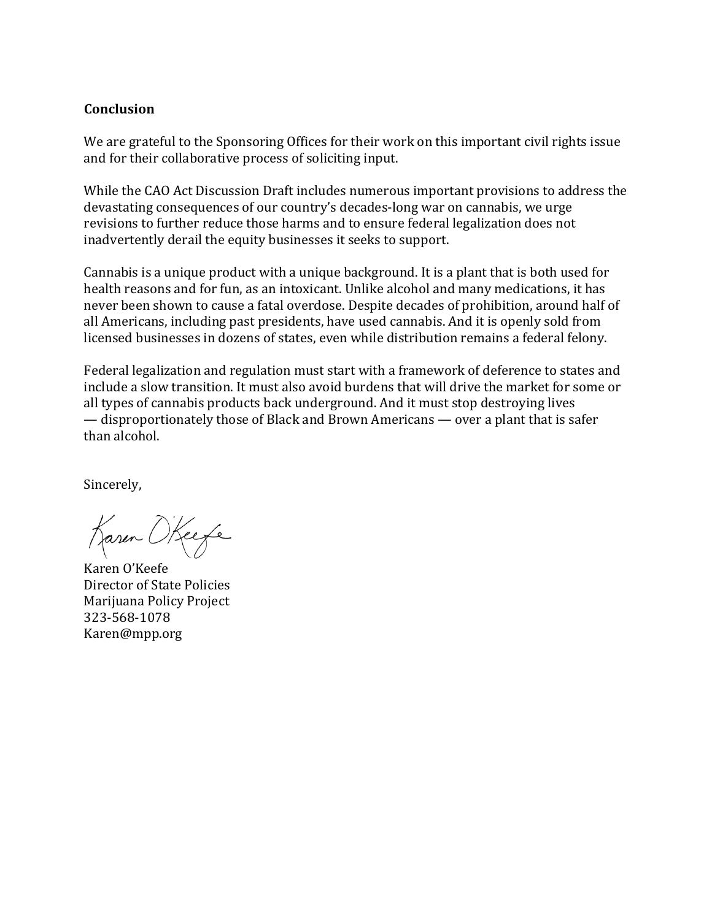**Conclusion**

We are grateful to the Sponsoring Offices for their work on this important civil rights issue and for their collaborative process of soliciting input.

While the CAO Act Discussion Draft includes numerous important provisions to address the devastating consequences of our country's decades-long war on cannabis, we urge revisions to further reduce those harms and to ensure federal legalization does not inadvertently derail the equity businesses it seeks to support.

Cannabis is a unique product with a unique background. It is a plant that is both used for health reasons and for fun, as an intoxicant. Unlike alcohol and many medications, it has never been shown to cause a fatal overdose. Despite decades of prohibition, around half of all Americans, including past presidents, have used cannabis. And it is openly sold from licensed businesses in dozens of states, even while distribution remains a federal felony.

Federal legalization and regulation must start with a framework of deference to states and include a slow transition. It must also avoid burdens that will drive the market for some or all types of cannabis products back underground. And it must stop destroying lives — disproportionately those of Black and Brown Americans — over a plant that is safer than alcohol.

Sincerely,

Karen O'Keefe
Director of State Policies
Marijuana Policy Project
323-568-1078
Karen@mpp.org